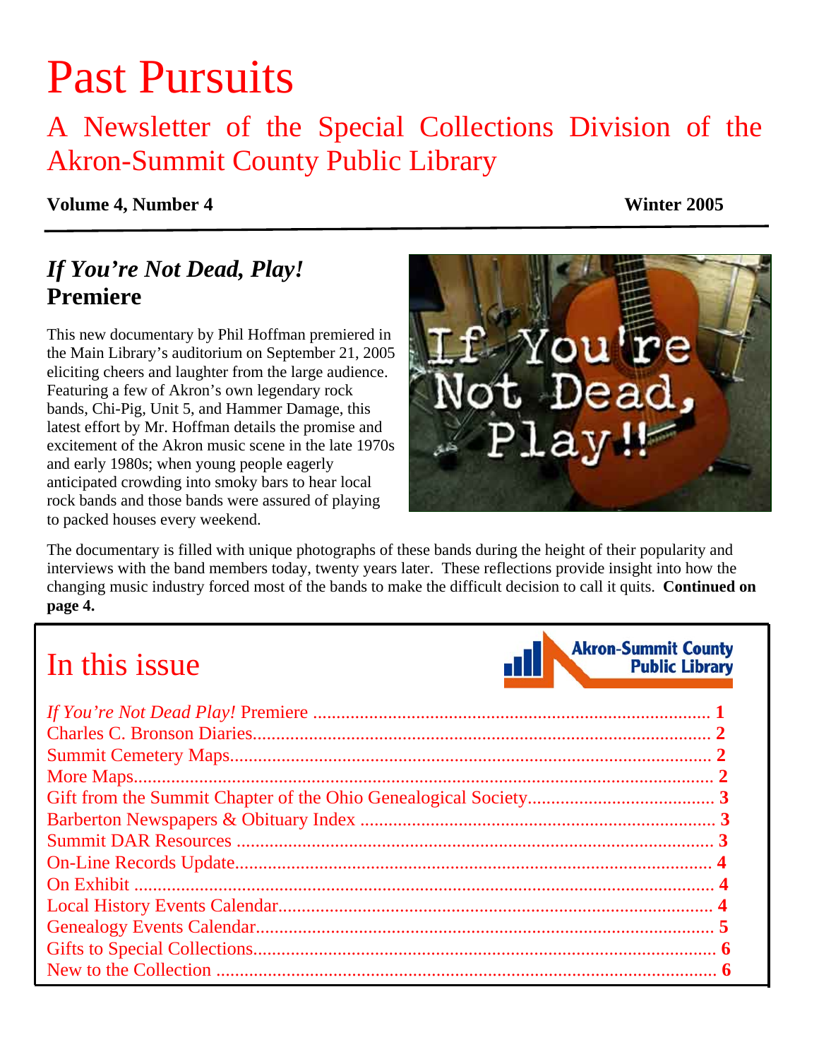# Past Pursuits

## A Newsletter of the Special Collections Division of the Akron-Summit County Public Library

**Volume 4, Number 4** **Winter 2005**

## *If You're Not Dead, Play!* Premiere

This new documentary by Phil Hoffman premiered in the Main Library's auditorium on September 21, 2005 eliciting cheers and laughter from the large audience. Featuring a few of Akron's own legendary rock bands, Chi-Pig, Unit 5, and Hammer Damage, this latest effort by Mr. Hoffman details the promise and excitement of the Akron music scene in the late 1970s and early 1980s; when young people eagerly anticipated crowding into smoky bars to hear local rock bands and those bands were assured of playing to packed houses every weekend.

The documentary is filled with unique photographs of these bands during the height of their popularity and interviews with the band members today, twenty years later. These reflections provide insight into how the changing music industry forced most of the bands to make the difficult decision to call it quits. **Continued on page 4.**

## In this issue

Akron-Summit County Public Library

- *If You're Not Dead Play!* Premiere .......... **1**
- Charles C. Bronson Diaries.......... **2**
- Summit Cemetery Maps.......... **2**
- More Maps.......... **2**
- Gift from the Summit Chapter of the Ohio Genealogical Society.......... **3**
- Barberton Newspapers & Obituary Index .......... **3**
- Summit DAR Resources .......... **3**
- On-Line Records Update.......... **4**
- On Exhibit .......... **4**
- Local History Events Calendar.......... **4**
- Genealogy Events Calendar.......... **5**
- Gifts to Special Collections.......... **6**
- New to the Collection .......... **6**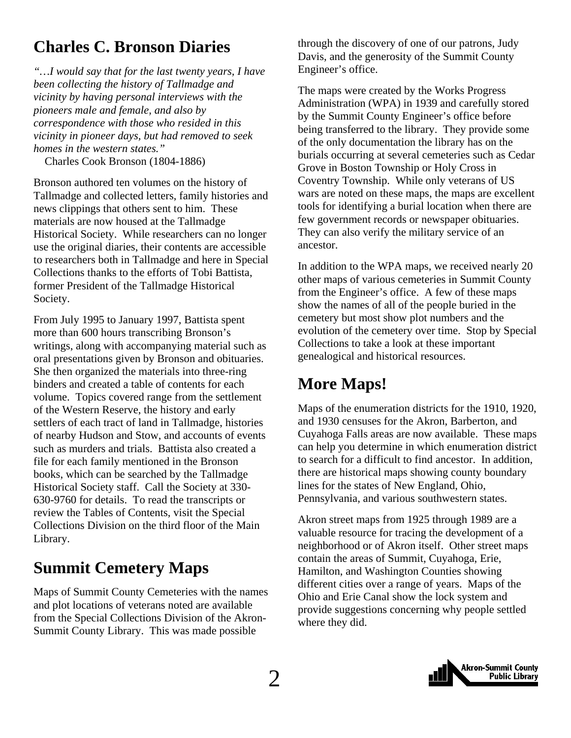## Charles C. Bronson Diaries

*"…I would say that for the last twenty years, I have been collecting the history of Tallmadge and vicinity by having personal interviews with the pioneers male and female, and also by correspondence with those who resided in this vicinity in pioneer days, but had removed to seek homes in the western states."*

Charles Cook Bronson (1804-1886)

Bronson authored ten volumes on the history of Tallmadge and collected letters, family histories and news clippings that others sent to him. These materials are now housed at the Tallmadge Historical Society. While researchers can no longer use the original diaries, their contents are accessible to researchers both in Tallmadge and here in Special Collections thanks to the efforts of Tobi Battista, former President of the Tallmadge Historical Society.

From July 1995 to January 1997, Battista spent more than 600 hours transcribing Bronson's writings, along with accompanying material such as oral presentations given by Bronson and obituaries. She then organized the materials into three-ring binders and created a table of contents for each volume. Topics covered range from the settlement of the Western Reserve, the history and early settlers of each tract of land in Tallmadge, histories of nearby Hudson and Stow, and accounts of events such as murders and trials. Battista also created a file for each family mentioned in the Bronson books, which can be searched by the Tallmadge Historical Society staff. Call the Society at 330-630-9760 for details. To read the transcripts or review the Tables of Contents, visit the Special Collections Division on the third floor of the Main Library.

## Summit Cemetery Maps

Maps of Summit County Cemeteries with the names and plot locations of veterans noted are available from the Special Collections Division of the Akron-Summit County Library. This was made possible through the discovery of one of our patrons, Judy Davis, and the generosity of the Summit County Engineer's office.

The maps were created by the Works Progress Administration (WPA) in 1939 and carefully stored by the Summit County Engineer's office before being transferred to the library. They provide some of the only documentation the library has on the burials occurring at several cemeteries such as Cedar Grove in Boston Township or Holy Cross in Coventry Township. While only veterans of US wars are noted on these maps, the maps are excellent tools for identifying a burial location when there are few government records or newspaper obituaries. They can also verify the military service of an ancestor.

In addition to the WPA maps, we received nearly 20 other maps of various cemeteries in Summit County from the Engineer's office. A few of these maps show the names of all of the people buried in the cemetery but most show plot numbers and the evolution of the cemetery over time. Stop by Special Collections to take a look at these important genealogical and historical resources.

## More Maps!

Maps of the enumeration districts for the 1910, 1920, and 1930 censuses for the Akron, Barberton, and Cuyahoga Falls areas are now available. These maps can help you determine in which enumeration district to search for a difficult to find ancestor. In addition, there are historical maps showing county boundary lines for the states of New England, Ohio, Pennsylvania, and various southwestern states.

Akron street maps from 1925 through 1989 are a valuable resource for tracing the development of a neighborhood or of Akron itself. Other street maps contain the areas of Summit, Cuyahoga, Erie, Hamilton, and Washington Counties showing different cities over a range of years. Maps of the Ohio and Erie Canal show the lock system and provide suggestions concerning why people settled where they did.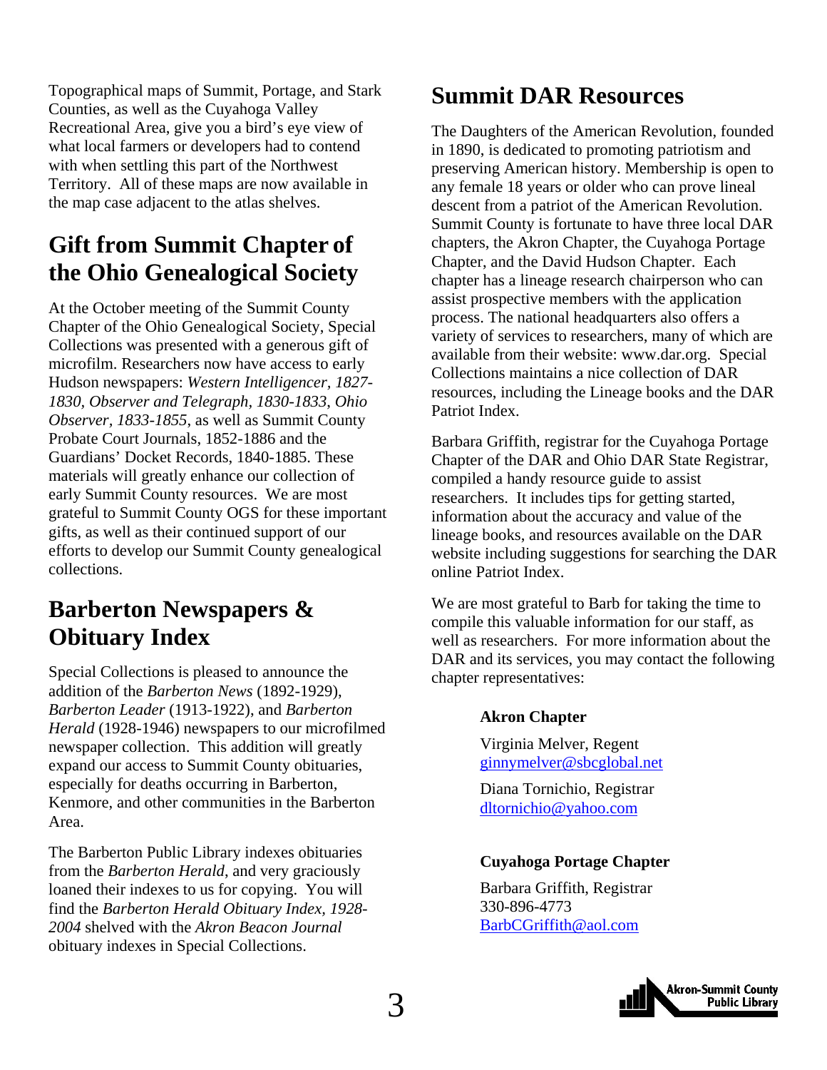Topographical maps of Summit, Portage, and Stark Counties, as well as the Cuyahoga Valley Recreational Area, give you a bird's eye view of what local farmers or developers had to contend with when settling this part of the Northwest Territory. All of these maps are now available in the map case adjacent to the atlas shelves.

## Gift from Summit Chapter of the Ohio Genealogical Society

At the October meeting of the Summit County Chapter of the Ohio Genealogical Society, Special Collections was presented with a generous gift of microfilm. Researchers now have access to early Hudson newspapers: *Western Intelligencer, 1827-1830, Observer and Telegraph, 1830-1833, Ohio Observer, 1833-1855*, as well as Summit County Probate Court Journals, 1852-1886 and the Guardians' Docket Records, 1840-1885. These materials will greatly enhance our collection of early Summit County resources. We are most grateful to Summit County OGS for these important gifts, as well as their continued support of our efforts to develop our Summit County genealogical collections.

## Barberton Newspapers & Obituary Index

Special Collections is pleased to announce the addition of the *Barberton News* (1892-1929), *Barberton Leader* (1913-1922), and *Barberton Herald* (1928-1946) newspapers to our microfilmed newspaper collection. This addition will greatly expand our access to Summit County obituaries, especially for deaths occurring in Barberton, Kenmore, and other communities in the Barberton Area.

The Barberton Public Library indexes obituaries from the *Barberton Herald*, and very graciously loaned their indexes to us for copying. You will find the *Barberton Herald Obituary Index, 1928-2004* shelved with the *Akron Beacon Journal* obituary indexes in Special Collections.

## Summit DAR Resources

The Daughters of the American Revolution, founded in 1890, is dedicated to promoting patriotism and preserving American history. Membership is open to any female 18 years or older who can prove lineal descent from a patriot of the American Revolution. Summit County is fortunate to have three local DAR chapters, the Akron Chapter, the Cuyahoga Portage Chapter, and the David Hudson Chapter. Each chapter has a lineage research chairperson who can assist prospective members with the application process. The national headquarters also offers a variety of services to researchers, many of which are available from their website: www.dar.org. Special Collections maintains a nice collection of DAR resources, including the Lineage books and the DAR Patriot Index.

Barbara Griffith, registrar for the Cuyahoga Portage Chapter of the DAR and Ohio DAR State Registrar, compiled a handy resource guide to assist researchers. It includes tips for getting started, information about the accuracy and value of the lineage books, and resources available on the DAR website including suggestions for searching the DAR online Patriot Index.

We are most grateful to Barb for taking the time to compile this valuable information for our staff, as well as researchers. For more information about the DAR and its services, you may contact the following chapter representatives:

**Akron Chapter**

Virginia Melver, Regent
ginnymelver@sbcglobal.net

Diana Tornichio, Registrar
dltornichio@yahoo.com

**Cuyahoga Portage Chapter**

Barbara Griffith, Registrar
330-896-4773
BarbCGriffith@aol.com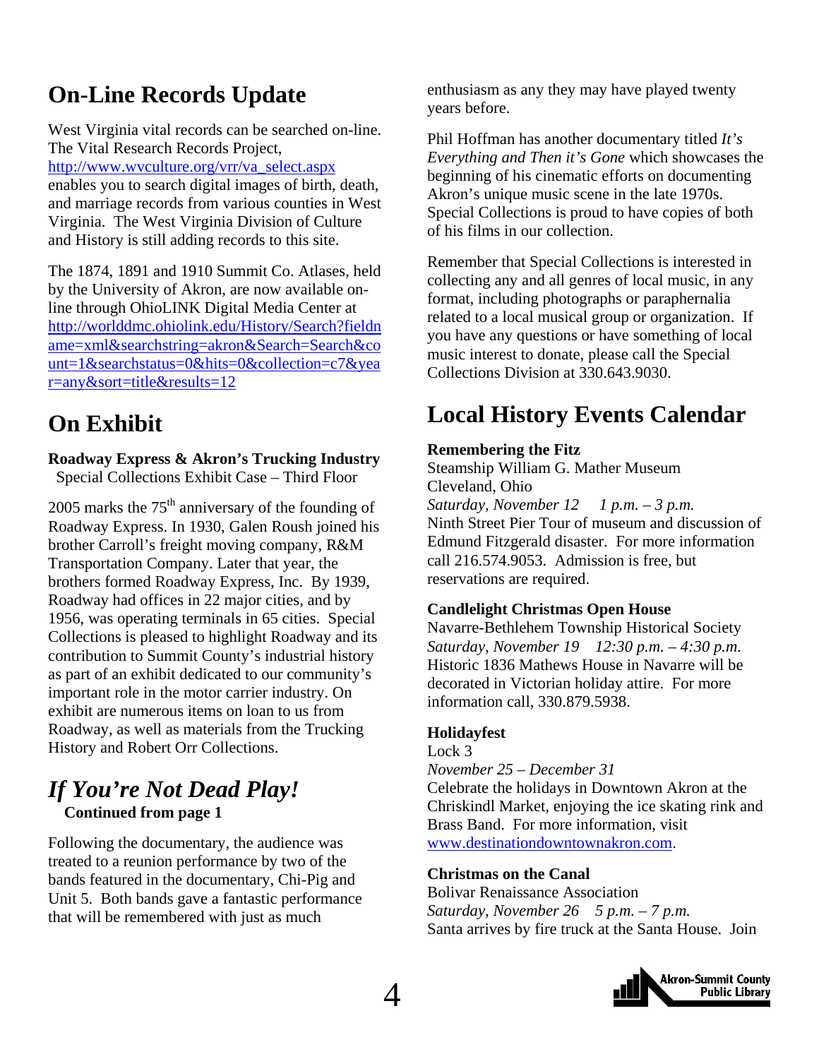## On-Line Records Update

West Virginia vital records can be searched on-line. The Vital Research Records Project, http://www.wvculture.org/vrr/va_select.aspx enables you to search digital images of birth, death, and marriage records from various counties in West Virginia. The West Virginia Division of Culture and History is still adding records to this site.

The 1874, 1891 and 1910 Summit Co. Atlases, held by the University of Akron, are now available on-line through OhioLINK Digital Media Center at http://worlddmc.ohiolink.edu/History/Search?fieldname=xml&searchstring=akron&Search=Search&count=1&searchstatus=0&hits=0&collection=c7&year=any&sort=title&results=12

## On Exhibit

**Roadway Express & Akron's Trucking Industry**
Special Collections Exhibit Case – Third Floor

2005 marks the 75th anniversary of the founding of Roadway Express. In 1930, Galen Roush joined his brother Carroll's freight moving company, R&M Transportation Company. Later that year, the brothers formed Roadway Express, Inc. By 1939, Roadway had offices in 22 major cities, and by 1956, was operating terminals in 65 cities. Special Collections is pleased to highlight Roadway and its contribution to Summit County's industrial history as part of an exhibit dedicated to our community's important role in the motor carrier industry. On exhibit are numerous items on loan to us from Roadway, as well as materials from the Trucking History and Robert Orr Collections.

## *If You're Not Dead Play!*

**Continued from page 1**

Following the documentary, the audience was treated to a reunion performance by two of the bands featured in the documentary, Chi-Pig and Unit 5. Both bands gave a fantastic performance that will be remembered with just as much enthusiasm as any they may have played twenty years before.

Phil Hoffman has another documentary titled *It's Everything and Then it's Gone* which showcases the beginning of his cinematic efforts on documenting Akron's unique music scene in the late 1970s. Special Collections is proud to have copies of both of his films in our collection.

Remember that Special Collections is interested in collecting any and all genres of local music, in any format, including photographs or paraphernalia related to a local musical group or organization. If you have any questions or have something of local music interest to donate, please call the Special Collections Division at 330.643.9030.

## Local History Events Calendar

**Remembering the Fitz**
Steamship William G. Mather Museum
Cleveland, Ohio
*Saturday, November 12   1 p.m. – 3 p.m.*
Ninth Street Pier Tour of museum and discussion of Edmund Fitzgerald disaster. For more information call 216.574.9053. Admission is free, but reservations are required.

**Candlelight Christmas Open House**
Navarre-Bethlehem Township Historical Society
*Saturday, November 19   12:30 p.m. – 4:30 p.m.*
Historic 1836 Mathews House in Navarre will be decorated in Victorian holiday attire. For more information call, 330.879.5938.

**Holidayfest**
Lock 3
*November 25 – December 31*
Celebrate the holidays in Downtown Akron at the Chriskindl Market, enjoying the ice skating rink and Brass Band. For more information, visit www.destinationdowntownakron.com.

**Christmas on the Canal**
Bolivar Renaissance Association
*Saturday, November 26   5 p.m. – 7 p.m.*
Santa arrives by fire truck at the Santa House. Join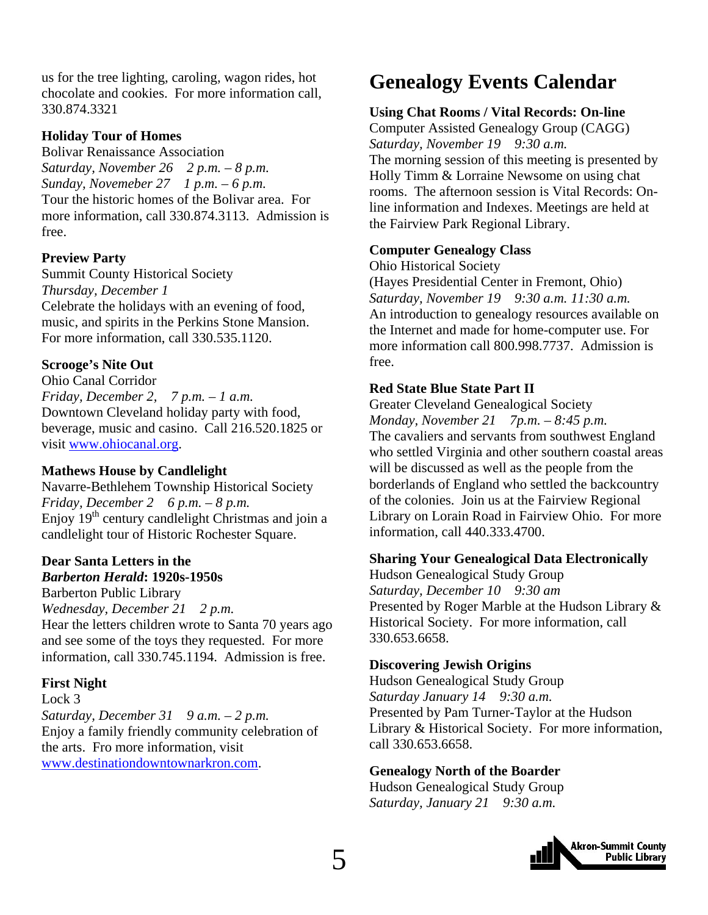us for the tree lighting, caroling, wagon rides, hot chocolate and cookies. For more information call, 330.874.3321

**Holiday Tour of Homes**
Bolivar Renaissance Association
*Saturday, November 26    2 p.m. – 8 p.m.*
*Sunday, Novemeber 27    1 p.m. – 6 p.m.*
Tour the historic homes of the Bolivar area. For more information, call 330.874.3113. Admission is free.

**Preview Party**
Summit County Historical Society
*Thursday, December 1*
Celebrate the holidays with an evening of food, music, and spirits in the Perkins Stone Mansion. For more information, call 330.535.1120.

**Scrooge's Nite Out**
Ohio Canal Corridor
*Friday, December 2,    7 p.m. – 1 a.m.*
Downtown Cleveland holiday party with food, beverage, music and casino. Call 216.520.1825 or visit www.ohiocanal.org.

**Mathews House by Candlelight**
Navarre-Bethlehem Township Historical Society
*Friday, December 2    6 p.m. – 8 p.m.*
Enjoy 19th century candlelight Christmas and join a candlelight tour of Historic Rochester Square.

**Dear Santa Letters in the *Barberton Herald*: 1920s-1950s**
Barberton Public Library
*Wednesday, December 21    2 p.m.*
Hear the letters children wrote to Santa 70 years ago and see some of the toys they requested. For more information, call 330.745.1194. Admission is free.

**First Night**
Lock 3
*Saturday, December 31    9 a.m. – 2 p.m.*
Enjoy a family friendly community celebration of the arts. Fro more information, visit www.destinationdowntownakron.com.

# Genealogy Events Calendar

**Using Chat Rooms / Vital Records: On-line**
Computer Assisted Genealogy Group (CAGG)
*Saturday, November 19    9:30 a.m.*
The morning session of this meeting is presented by Holly Timm & Lorraine Newsome on using chat rooms. The afternoon session is Vital Records: On-line information and Indexes. Meetings are held at the Fairview Park Regional Library.

**Computer Genealogy Class**
Ohio Historical Society
(Hayes Presidential Center in Fremont, Ohio)
*Saturday, November 19    9:30 a.m. 11:30 a.m.*
An introduction to genealogy resources available on the Internet and made for home-computer use. For more information call 800.998.7737. Admission is free.

**Red State Blue State Part II**
Greater Cleveland Genealogical Society
*Monday, November 21    7p.m. – 8:45 p.m.*
The cavaliers and servants from southwest England who settled Virginia and other southern coastal areas will be discussed as well as the people from the borderlands of England who settled the backcountry of the colonies. Join us at the Fairview Regional Library on Lorain Road in Fairview Ohio. For more information, call 440.333.4700.

**Sharing Your Genealogical Data Electronically**
Hudson Genealogical Study Group
*Saturday, December 10    9:30 am*
Presented by Roger Marble at the Hudson Library & Historical Society. For more information, call 330.653.6658.

**Discovering Jewish Origins**
Hudson Genealogical Study Group
*Saturday January 14    9:30 a.m.*
Presented by Pam Turner-Taylor at the Hudson Library & Historical Society. For more information, call 330.653.6658.

**Genealogy North of the Boarder**
Hudson Genealogical Study Group
*Saturday, January 21    9:30 a.m.*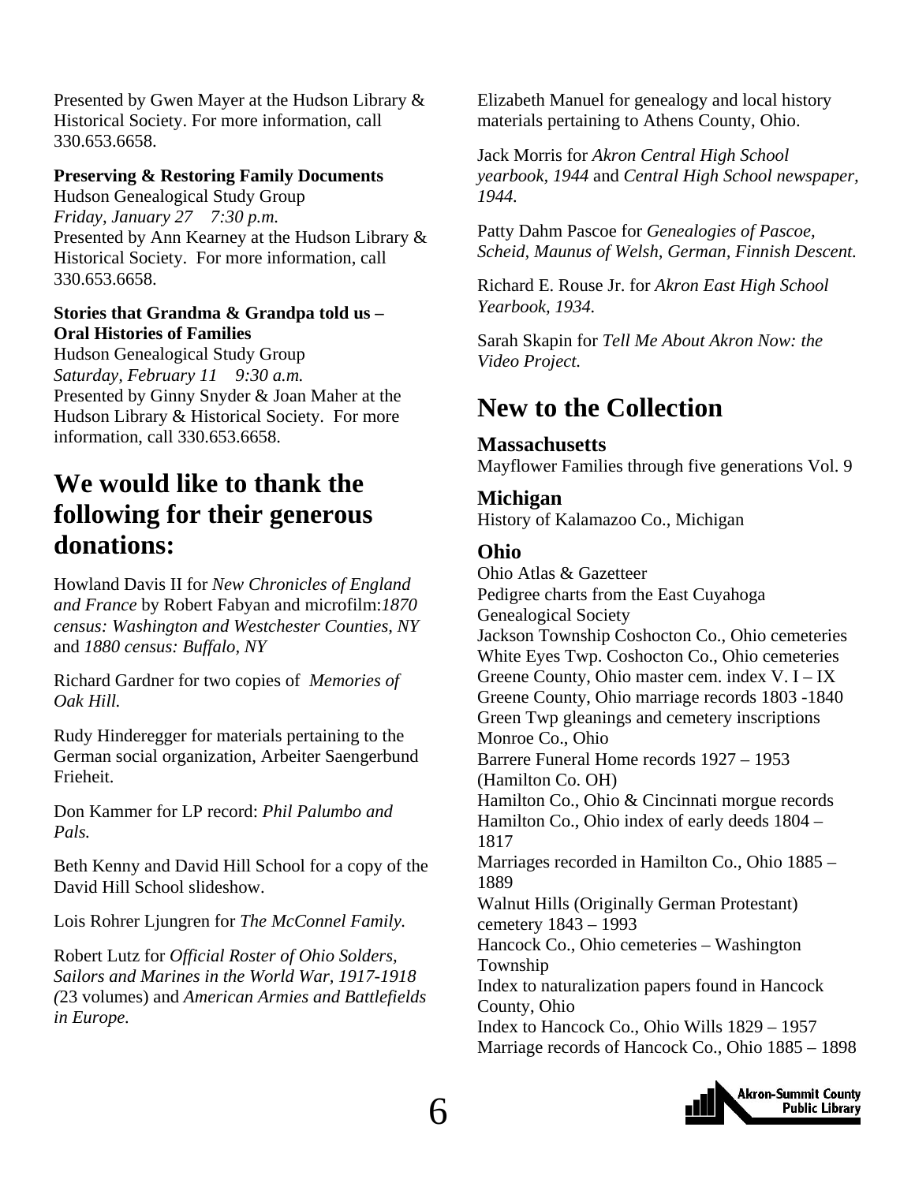Presented by Gwen Mayer at the Hudson Library & Historical Society. For more information, call 330.653.6658.

**Preserving & Restoring Family Documents**
Hudson Genealogical Study Group
*Friday, January 27 7:30 p.m.*
Presented by Ann Kearney at the Hudson Library & Historical Society. For more information, call 330.653.6658.

**Stories that Grandma & Grandpa told us – Oral Histories of Families**
Hudson Genealogical Study Group
*Saturday, February 11 9:30 a.m.*
Presented by Ginny Snyder & Joan Maher at the Hudson Library & Historical Society. For more information, call 330.653.6658.

## We would like to thank the following for their generous donations:

Howland Davis II for *New Chronicles of England and France* by Robert Fabyan and microfilm:*1870 census: Washington and Westchester Counties, NY* and *1880 census: Buffalo, NY*

Richard Gardner for two copies of *Memories of Oak Hill.*

Rudy Hinderegger for materials pertaining to the German social organization, Arbeiter Saengerbund Frieheit.

Don Kammer for LP record: *Phil Palumbo and Pals.*

Beth Kenny and David Hill School for a copy of the David Hill School slideshow.

Lois Rohrer Ljungren for *The McConnel Family.*

Robert Lutz for *Official Roster of Ohio Soldiers, Sailors and Marines in the World War, 1917-1918 (*23 volumes) and *American Armies and Battlefields in Europe.*

Elizabeth Manuel for genealogy and local history materials pertaining to Athens County, Ohio.

Jack Morris for *Akron Central High School yearbook, 1944* and *Central High School newspaper, 1944.*

Patty Dahm Pascoe for *Genealogies of Pascoe, Scheid, Maunus of Welsh, German, Finnish Descent.*

Richard E. Rouse Jr. for *Akron East High School Yearbook, 1934.*

Sarah Skapin for *Tell Me About Akron Now: the Video Project.*

## New to the Collection

### Massachusetts
Mayflower Families through five generations Vol. 9

### Michigan
History of Kalamazoo Co., Michigan

### Ohio
Ohio Atlas & Gazetteer
Pedigree charts from the East Cuyahoga Genealogical Society
Jackson Township Coshocton Co., Ohio cemeteries
White Eyes Twp. Coshocton Co., Ohio cemeteries
Greene County, Ohio master cem. index V. I – IX
Greene County, Ohio marriage records 1803 -1840
Green Twp gleanings and cemetery inscriptions Monroe Co., Ohio
Barrere Funeral Home records 1927 – 1953 (Hamilton Co. OH)
Hamilton Co., Ohio & Cincinnati morgue records
Hamilton Co., Ohio index of early deeds 1804 – 1817
Marriages recorded in Hamilton Co., Ohio 1885 – 1889
Walnut Hills (Originally German Protestant) cemetery 1843 – 1993
Hancock Co., Ohio cemeteries – Washington Township
Index to naturalization papers found in Hancock County, Ohio
Index to Hancock Co., Ohio Wills 1829 – 1957
Marriage records of Hancock Co., Ohio 1885 – 1898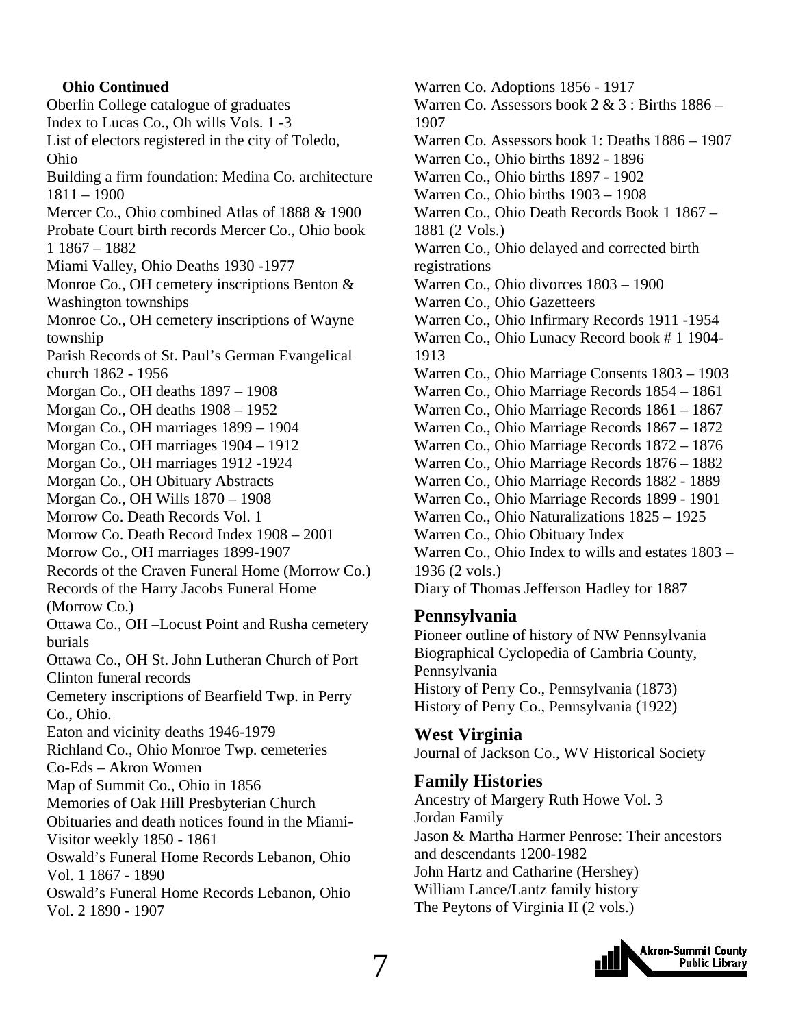**Ohio Continued**

Oberlin College catalogue of graduates
Index to Lucas Co., Oh wills Vols. 1 -3
List of electors registered in the city of Toledo, Ohio
Building a firm foundation: Medina Co. architecture 1811 – 1900
Mercer Co., Ohio combined Atlas of 1888 & 1900
Probate Court birth records Mercer Co., Ohio book 1 1867 – 1882
Miami Valley, Ohio Deaths 1930 -1977
Monroe Co., OH cemetery inscriptions Benton & Washington townships
Monroe Co., OH cemetery inscriptions of Wayne township
Parish Records of St. Paul's German Evangelical church 1862 - 1956
Morgan Co., OH deaths 1897 – 1908
Morgan Co., OH deaths 1908 – 1952
Morgan Co., OH marriages 1899 – 1904
Morgan Co., OH marriages 1904 – 1912
Morgan Co., OH marriages 1912 -1924
Morgan Co., OH Obituary Abstracts
Morgan Co., OH Wills 1870 – 1908
Morrow Co. Death Records Vol. 1
Morrow Co. Death Record Index 1908 – 2001
Morrow Co., OH marriages 1899-1907
Records of the Craven Funeral Home (Morrow Co.)
Records of the Harry Jacobs Funeral Home (Morrow Co.)
Ottawa Co., OH –Locust Point and Rusha cemetery burials
Ottawa Co., OH St. John Lutheran Church of Port Clinton funeral records
Cemetery inscriptions of Bearfield Twp. in Perry Co., Ohio.
Eaton and vicinity deaths 1946-1979
Richland Co., Ohio Monroe Twp. cemeteries
Co-Eds – Akron Women
Map of Summit Co., Ohio in 1856
Memories of Oak Hill Presbyterian Church
Obituaries and death notices found in the Miami-Visitor weekly 1850 - 1861
Oswald's Funeral Home Records Lebanon, Ohio Vol. 1 1867 - 1890
Oswald's Funeral Home Records Lebanon, Ohio Vol. 2 1890 - 1907
Warren Co. Adoptions 1856 - 1917
Warren Co. Assessors book 2 & 3 : Births 1886 – 1907
Warren Co. Assessors book 1: Deaths 1886 – 1907
Warren Co., Ohio births 1892 - 1896
Warren Co., Ohio births 1897 - 1902
Warren Co., Ohio births 1903 – 1908
Warren Co., Ohio Death Records Book 1 1867 – 1881 (2 Vols.)
Warren Co., Ohio delayed and corrected birth registrations
Warren Co., Ohio divorces 1803 – 1900
Warren Co., Ohio Gazetteers
Warren Co., Ohio Infirmary Records 1911 -1954
Warren Co., Ohio Lunacy Record book # 1 1904-1913
Warren Co., Ohio Marriage Consents 1803 – 1903
Warren Co., Ohio Marriage Records 1854 – 1861
Warren Co., Ohio Marriage Records 1861 – 1867
Warren Co., Ohio Marriage Records 1867 – 1872
Warren Co., Ohio Marriage Records 1872 – 1876
Warren Co., Ohio Marriage Records 1876 – 1882
Warren Co., Ohio Marriage Records 1882 - 1889
Warren Co., Ohio Marriage Records 1899 - 1901
Warren Co., Ohio Naturalizations 1825 – 1925
Warren Co., Ohio Obituary Index
Warren Co., Ohio Index to wills and estates 1803 – 1936 (2 vols.)
Diary of Thomas Jefferson Hadley for 1887

## Pennsylvania

Pioneer outline of history of NW Pennsylvania
Biographical Cyclopedia of Cambria County, Pennsylvania
History of Perry Co., Pennsylvania (1873)
History of Perry Co., Pennsylvania (1922)

## West Virginia

Journal of Jackson Co., WV Historical Society

## Family Histories

Ancestry of Margery Ruth Howe Vol. 3
Jordan Family
Jason & Martha Harmer Penrose: Their ancestors and descendants 1200-1982
John Hartz and Catharine (Hershey)
William Lance/Lantz family history
The Peytons of Virginia II (2 vols.)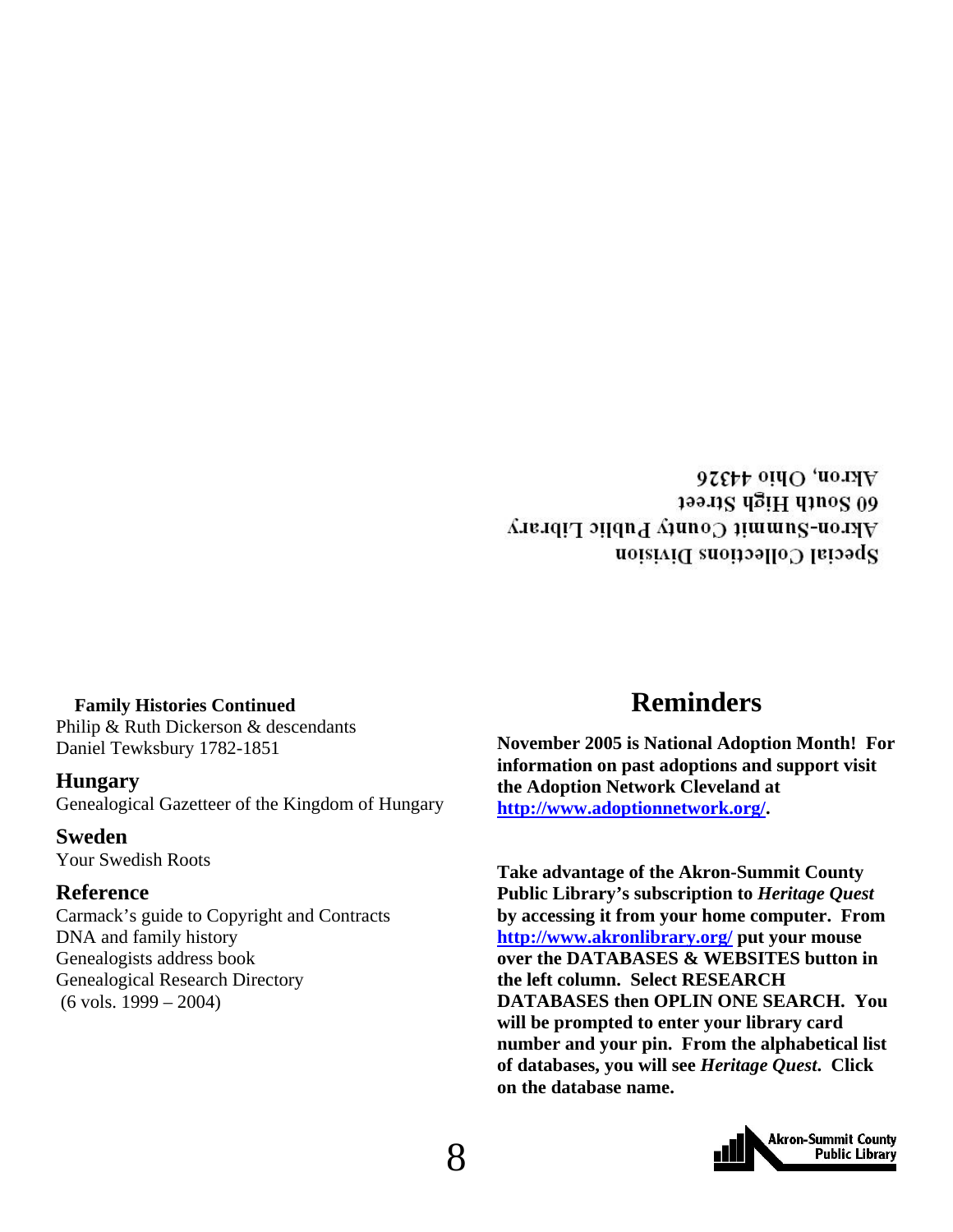Special Collections Division
Akron-Summit County Public Library
60 South High Street
Akron, Ohio 44326

**Family Histories Continued**

Philip & Ruth Dickerson & descendants
Daniel Tewksbury 1782-1851

## Hungary

Genealogical Gazetteer of the Kingdom of Hungary

## Sweden

Your Swedish Roots

## Reference

Carmack's guide to Copyright and Contracts
DNA and family history
Genealogists address book
Genealogical Research Directory
(6 vols. 1999 – 2004)

# Reminders

**November 2005 is National Adoption Month! For information on past adoptions and support visit the Adoption Network Cleveland at [http://www.adoptionnetwork.org/](http://www.adoptionnetwork.org/).**

**Take advantage of the Akron-Summit County Public Library's subscription to *Heritage Quest* by accessing it from your home computer. From [http://www.akronlibrary.org/](http://www.akronlibrary.org/) put your mouse over the DATABASES & WEBSITES button in the left column. Select RESEARCH DATABASES then OPLIN ONE SEARCH. You will be prompted to enter your library card number and your pin. From the alphabetical list of databases, you will see *Heritage Quest*. Click on the database name.**

Akron-Summit County Public Library